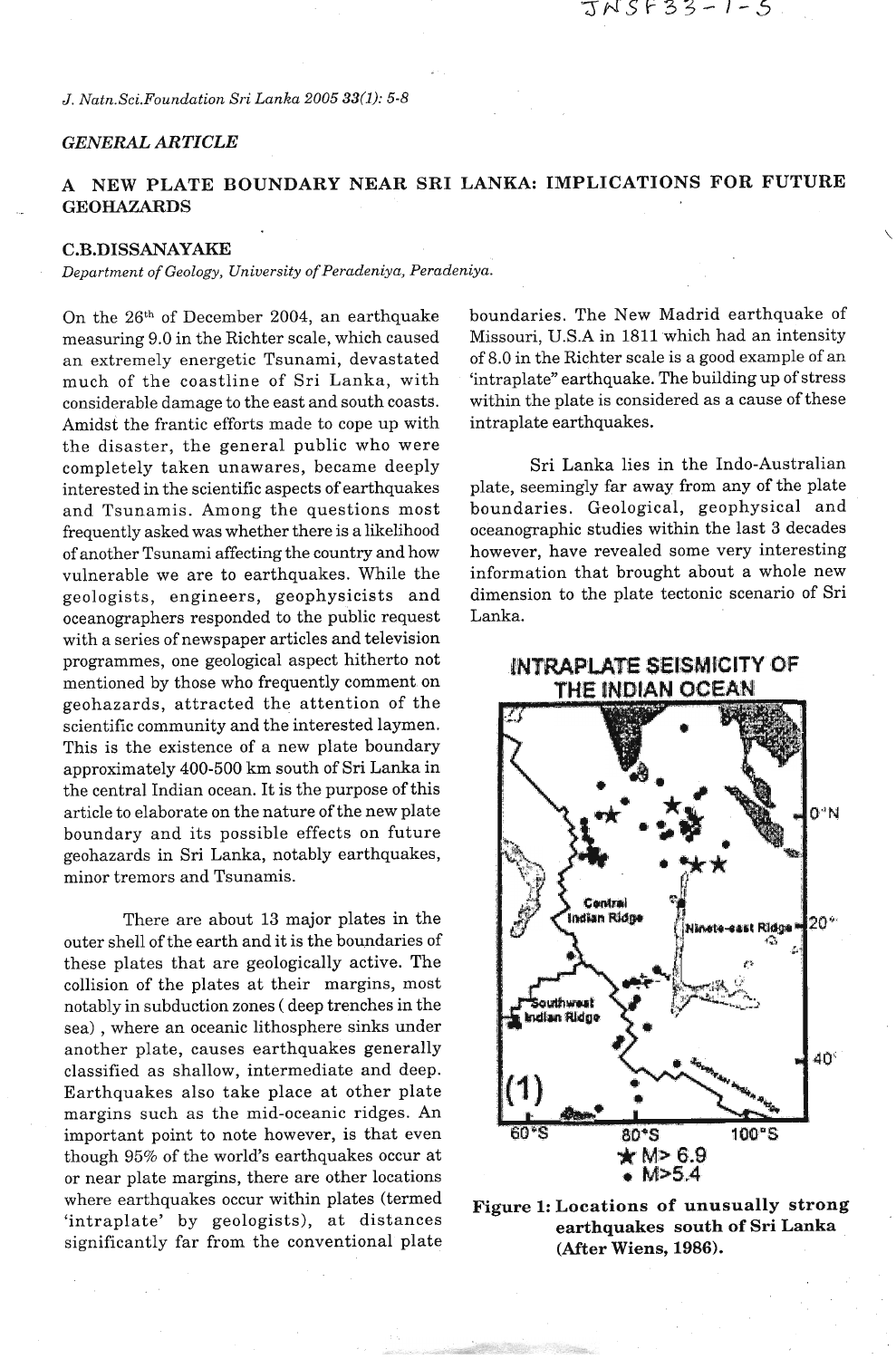*GENERAL ARTICLE*

# A NEW PLATE BOUNDARY NEAR SRI LANKA: IMPLICATIONS FOR FUTURE GEOHAZARDS

**C.B.DISSANAYAKE**

*Department of Geology, University of Peradeniya, Peradeniya.*

On the 26th of December 2004, an earthquake measuring 9.0 in the Richter scale, which caused an extremely energetic Tsunami, devastated much of the coastline of Sri Lanka, with considerable damage to the east and south coasts. Amidst the frantic efforts made to cope up with the disaster, the general public who were completely taken unawares, became deeply interested in the scientific aspects of earthquakes and Tsunamis. Among the questions most frequently asked was whether there is a likelihood of another Tsunami affecting the country and how vulnerable we are to earthquakes. While the geologists, engineers, geophysicists and oceanographers responded to the public request with a series of newspaper articles and television programmes, one geological aspect hitherto not mentioned by those who frequently comment on geohazards, attracted the attention of the scientific community and the interested laymen. This is the existence of a new plate boundary approximately 400-500 km south of Sri Lanka in the central Indian ocean. It is the purpose of this article to elaborate on the nature of the new plate boundary and its possible effects on future geohazards in Sri Lanka, notably earthquakes, minor tremors and Tsunamis.

There are about 13 major plates in the outer shell of the earth and it is the boundaries of these plates that are geologically active. The collision of the plates at their margins, most notably in subduction zones ( deep trenches in the sea) , where an oceanic lithosphere sinks under another plate, causes earthquakes generally classified as shallow, intermediate and deep. Earthquakes also take place at other plate margins such as the mid-oceanic ridges. An important point to note however, is that even though 95% of the world's earthquakes occur at or near plate margins, there are other locations where earthquakes occur within plates (termed 'intraplate' by geologists), at distances significantly far from the conventional plate boundaries. The New Madrid earthquake of Missouri, U.S.A in 1811 which had an intensity of 8.0 in the Richter scale is a good example of an 'intraplate" earthquake. The building up of stress within the plate is considered as a cause of these intraplate earthquakes.

Sri Lanka lies in the Indo-Australian plate, seemingly far away from any of the plate boundaries. Geological, geophysical and oceanographic studies within the last 3 decades however, have revealed some very interesting information that brought about a whole new dimension to the plate tectonic scenario of Sri Lanka.

**Figure 1: Locations of unusually strong earthquakes south of Sri Lanka (After Wiens, 1986).**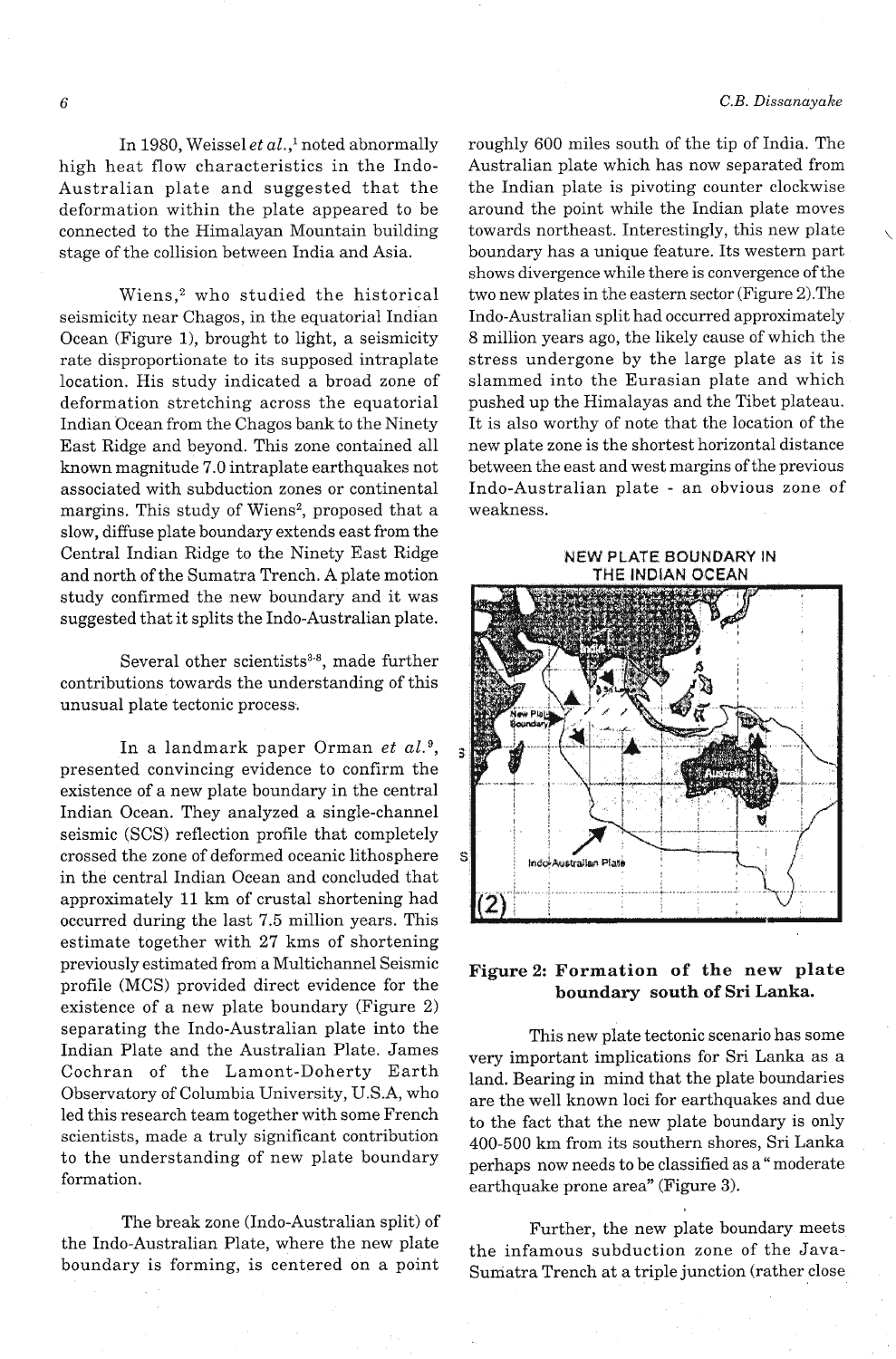In 1980, Weissel *et al.*,[1] noted abnormally high heat flow characteristics in the Indo-Australian plate and suggested that the deformation within the plate appeared to be connected to the Himalayan Mountain building stage of the collision between India and Asia.

Wiens,[2] who studied the historical seismicity near Chagos, in the equatorial Indian Ocean (Figure 1), brought to light, a seismicity rate disproportionate to its supposed intraplate location. His study indicated a broad zone of deformation stretching across the equatorial Indian Ocean from the Chagos bank to the Ninety East Ridge and beyond. This zone contained all known magnitude 7.0 intraplate earthquakes not associated with subduction zones or continental margins. This study of Wiens[2], proposed that a slow, diffuse plate boundary extends east from the Central Indian Ridge to the Ninety East Ridge and north of the Sumatra Trench. A plate motion study confirmed the new boundary and it was suggested that it splits the Indo-Australian plate.

Several other scientists[3-8], made further contributions towards the understanding of this unusual plate tectonic process.

In a landmark paper Orman *et al.*[9], presented convincing evidence to confirm the existence of a new plate boundary in the central Indian Ocean. They analyzed a single-channel seismic (SCS) reflection profile that completely crossed the zone of deformed oceanic lithosphere in the central Indian Ocean and concluded that approximately 11 km of crustal shortening had occurred during the last 7.5 million years. This estimate together with 27 kms of shortening previously estimated from a Multichannel Seismic profile (MCS) provided direct evidence for the existence of a new plate boundary (Figure 2) separating the Indo-Australian plate into the Indian Plate and the Australian Plate. James Cochran of the Lamont-Doherty Earth Observatory of Columbia University, U.S.A, who led this research team together with some French scientists, made a truly significant contribution to the understanding of new plate boundary formation.

The break zone (Indo-Australian split) of the Indo-Australian Plate, where the new plate boundary is forming, is centered on a point roughly 600 miles south of the tip of India. The Australian plate which has now separated from the Indian plate is pivoting counter clockwise around the point while the Indian plate moves towards northeast. Interestingly, this new plate boundary has a unique feature. Its western part shows divergence while there is convergence of the two new plates in the eastern sector (Figure 2). The Indo-Australian split had occurred approximately 8 million years ago, the likely cause of which the stress undergone by the large plate as it is slammed into the Eurasian plate and which pushed up the Himalayas and the Tibet plateau. It is also worthy of note that the location of the new plate zone is the shortest horizontal distance between the east and west margins of the previous Indo-Australian plate - an obvious zone of weakness.

NEW PLATE BOUNDARY IN THE INDIAN OCEAN

**Figure 2: Formation of the new plate boundary south of Sri Lanka.**

This new plate tectonic scenario has some very important implications for Sri Lanka as a land. Bearing in mind that the plate boundaries are the well known loci for earthquakes and due to the fact that the new plate boundary is only 400-500 km from its southern shores, Sri Lanka perhaps now needs to be classified as a "moderate earthquake prone area" (Figure 3).

Further, the new plate boundary meets the infamous subduction zone of the Java-Sumatra Trench at a triple junction (rather close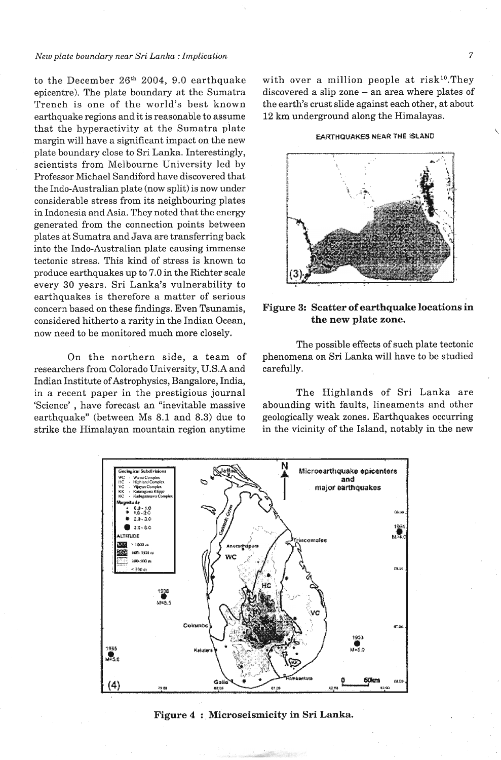to the December 26th 2004, 9.0 earthquake epicentre). The plate boundary at the Sumatra Trench is one of the world's best known earthquake regions and it is reasonable to assume that the hyperactivity at the Sumatra plate margin will have a significant impact on the new plate boundary close to Sri Lanka. Interestingly, scientists from Melbourne University led by Professor Michael Sandiford have discovered that the Indo-Australian plate (now split) is now under considerable stress from its neighbouring plates in Indonesia and Asia. They noted that the energy generated from the connection points between plates at Sumatra and Java are transferring back into the Indo-Australian plate causing immense tectonic stress. This kind of stress is known to produce earthquakes up to 7.0 in the Richter scale every 30 years. Sri Lanka's vulnerability to earthquakes is therefore a matter of serious concern based on these findings. Even Tsunamis, considered hitherto a rarity in the Indian Ocean, now need to be monitored much more closely.

On the northern side, a team of researchers from Colorado University, U.S.A and Indian Institute of Astrophysics, Bangalore, India, in a recent paper in the prestigious journal 'Science', have forecast an "inevitable massive earthquake" (between Ms 8.1 and 8.3) due to strike the Himalayan mountain region anytime with over a million people at risk[10]. They discovered a slip zone – an area where plates of the earth's crust slide against each other, at about 12 km underground along the Himalayas.

EARTHQUAKES NEAR THE ISLAND

**Figure 3: Scatter of earthquake locations in the new plate zone.**

The possible effects of such plate tectonic phenomena on Sri Lanka will have to be studied carefully.

The Highlands of Sri Lanka are abounding with faults, lineaments and other geologically weak zones. Earthquakes occurring in the vicinity of the Island, notably in the new

**Figure 4 : Microseismicity in Sri Lanka.**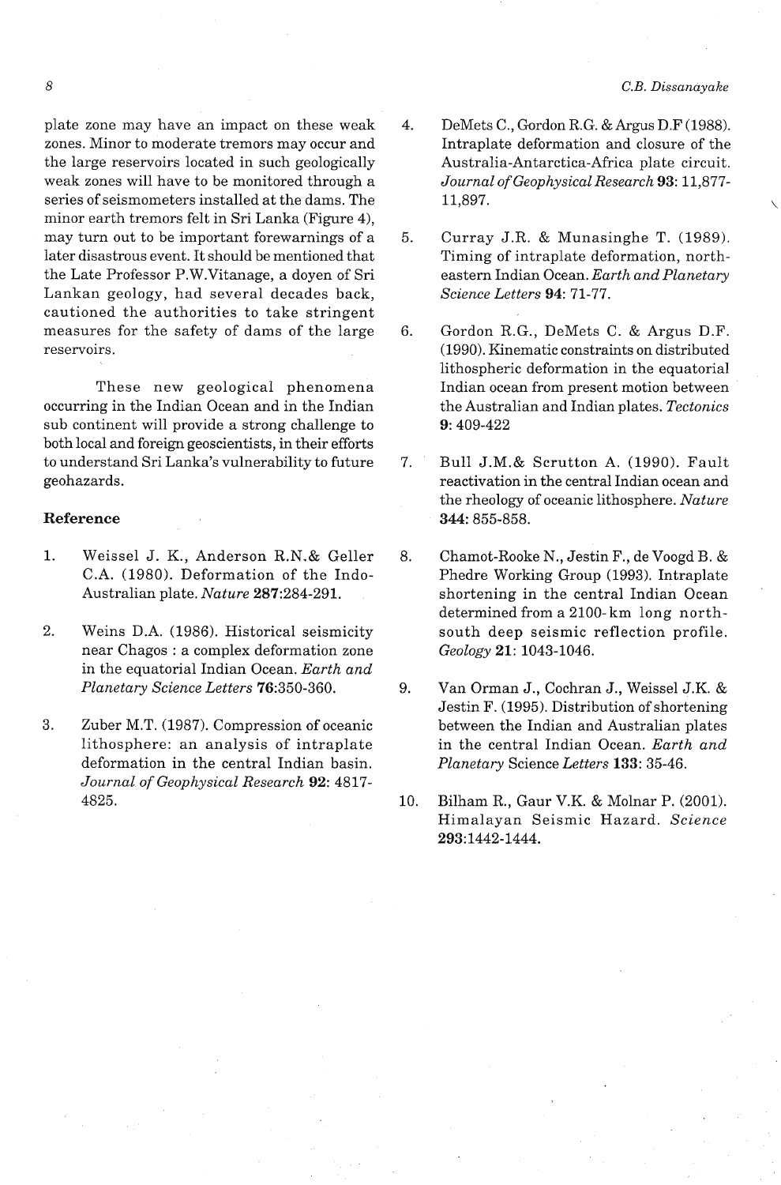plate zone may have an impact on these weak zones. Minor to moderate tremors may occur and the large reservoirs located in such geologically weak zones will have to be monitored through a series of seismometers installed at the dams. The minor earth tremors felt in Sri Lanka (Figure 4), may turn out to be important forewarnings of a later disastrous event. It should be mentioned that the Late Professor P.W.Vitanage, a doyen of Sri Lankan geology, had several decades back, cautioned the authorities to take stringent measures for the safety of dams of the large reservoirs.

These new geological phenomena occurring in the Indian Ocean and in the Indian sub continent will provide a strong challenge to both local and foreign geoscientists, in their efforts to understand Sri Lanka's vulnerability to future geohazards.

## Reference

1. Weissel J. K., Anderson R.N.& Geller C.A. (1980). Deformation of the Indo-Australian plate. *Nature* **287**:284-291.
2. Weins D.A. (1986). Historical seismicity near Chagos : a complex deformation zone in the equatorial Indian Ocean. *Earth and Planetary Science Letters* **76**:350-360.
3. Zuber M.T. (1987). Compression of oceanic lithosphere: an analysis of intraplate deformation in the central Indian basin. *Journal of Geophysical Research* **92**: 4817-4825.
4. DeMets C., Gordon R.G. & Argus D.F (1988). Intraplate deformation and closure of the Australia-Antarctica-Africa plate circuit. *Journal of Geophysical Research* **93**: 11,877-11,897.
5. Curray J.R. & Munasinghe T. (1989). Timing of intraplate deformation, north-eastern Indian Ocean. *Earth and Planetary Science Letters* **94**: 71-77.
6. Gordon R.G., DeMets C. & Argus D.F. (1990). Kinematic constraints on distributed lithospheric deformation in the equatorial Indian ocean from present motion between the Australian and Indian plates. *Tectonics* **9**: 409-422
7. Bull J.M.& Scrutton A. (1990). Fault reactivation in the central Indian ocean and the rheology of oceanic lithosphere. *Nature* **344**: 855-858.
8. Chamot-Rooke N., Jestin F., de Voogd B. & Phedre Working Group (1993). Intraplate shortening in the central Indian Ocean determined from a 2100-km long north-south deep seismic reflection profile. *Geology* **21**: 1043-1046.
9. Van Orman J., Cochran J., Weissel J.K. & Jestin F. (1995). Distribution of shortening between the Indian and Australian plates in the central Indian Ocean. *Earth and Planetary* Science *Letters* **133**: 35-46.
10. Bilham R., Gaur V.K. & Molnar P. (2001). Himalayan Seismic Hazard. *Science* **293**:1442-1444.